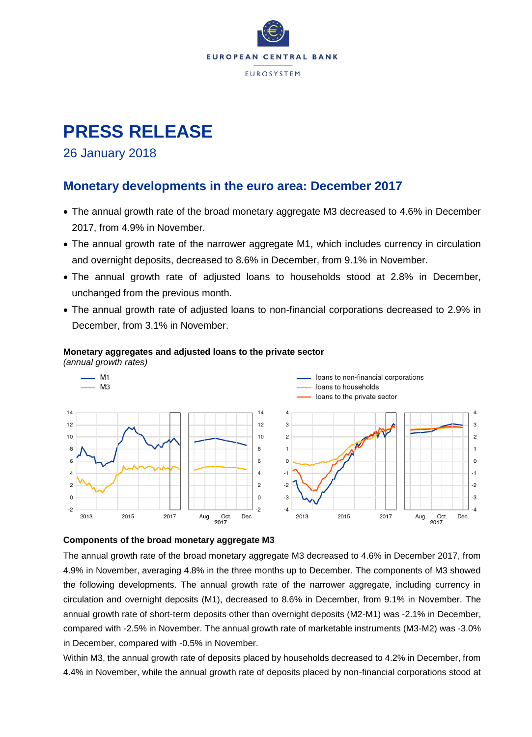EUROPEAN CENTRAL BANK

EUROSYSTEM

# PRESS RELEASE

26 January 2018

## Monetary developments in the euro area: December 2017

- The annual growth rate of the broad monetary aggregate M3 decreased to 4.6% in December 2017, from 4.9% in November.
- The annual growth rate of the narrower aggregate M1, which includes currency in circulation and overnight deposits, decreased to 8.6% in December, from 9.1% in November.
- The annual growth rate of adjusted loans to households stood at 2.8% in December, unchanged from the previous month.
- The annual growth rate of adjusted loans to non-financial corporations decreased to 2.9% in December, from 3.1% in November.

**Monetary aggregates and adjusted loans to the private sector**
*(annual growth rates)*

### Components of the broad monetary aggregate M3

The annual growth rate of the broad monetary aggregate M3 decreased to 4.6% in December 2017, from 4.9% in November, averaging 4.8% in the three months up to December. The components of M3 showed the following developments. The annual growth rate of the narrower aggregate, including currency in circulation and overnight deposits (M1), decreased to 8.6% in December, from 9.1% in November. The annual growth rate of short-term deposits other than overnight deposits (M2-M1) was -2.1% in December, compared with -2.5% in November. The annual growth rate of marketable instruments (M3-M2) was -3.0% in December, compared with -0.5% in November.

Within M3, the annual growth rate of deposits placed by households decreased to 4.2% in December, from 4.4% in November, while the annual growth rate of deposits placed by non-financial corporations stood at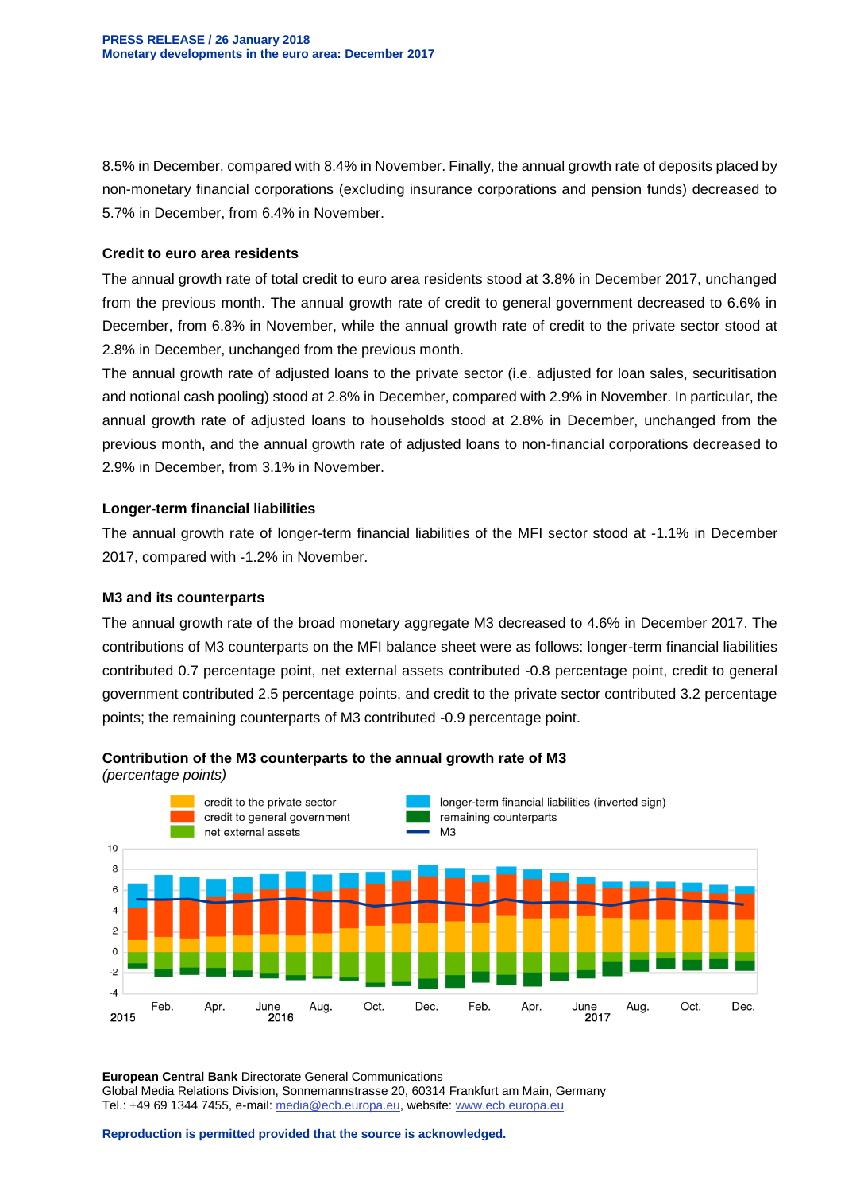8.5% in December, compared with 8.4% in November. Finally, the annual growth rate of deposits placed by non-monetary financial corporations (excluding insurance corporations and pension funds) decreased to 5.7% in December, from 6.4% in November.

### Credit to euro area residents

The annual growth rate of total credit to euro area residents stood at 3.8% in December 2017, unchanged from the previous month. The annual growth rate of credit to general government decreased to 6.6% in December, from 6.8% in November, while the annual growth rate of credit to the private sector stood at 2.8% in December, unchanged from the previous month.

The annual growth rate of adjusted loans to the private sector (i.e. adjusted for loan sales, securitisation and notional cash pooling) stood at 2.8% in December, compared with 2.9% in November. In particular, the annual growth rate of adjusted loans to households stood at 2.8% in December, unchanged from the previous month, and the annual growth rate of adjusted loans to non-financial corporations decreased to 2.9% in December, from 3.1% in November.

### Longer-term financial liabilities

The annual growth rate of longer-term financial liabilities of the MFI sector stood at -1.1% in December 2017, compared with -1.2% in November.

### M3 and its counterparts

The annual growth rate of the broad monetary aggregate M3 decreased to 4.6% in December 2017. The contributions of M3 counterparts on the MFI balance sheet were as follows: longer-term financial liabilities contributed 0.7 percentage point, net external assets contributed -0.8 percentage point, credit to general government contributed 2.5 percentage points, and credit to the private sector contributed 3.2 percentage points; the remaining counterparts of M3 contributed -0.9 percentage point.

**Contribution of the M3 counterparts to the annual growth rate of M3**
*(percentage points)*

**European Central Bank** Directorate General Communications
Global Media Relations Division, Sonnemannstrasse 20, 60314 Frankfurt am Main, Germany
Tel.: +49 69 1344 7455, e-mail: media@ecb.europa.eu, website: www.ecb.europa.eu

**Reproduction is permitted provided that the source is acknowledged.**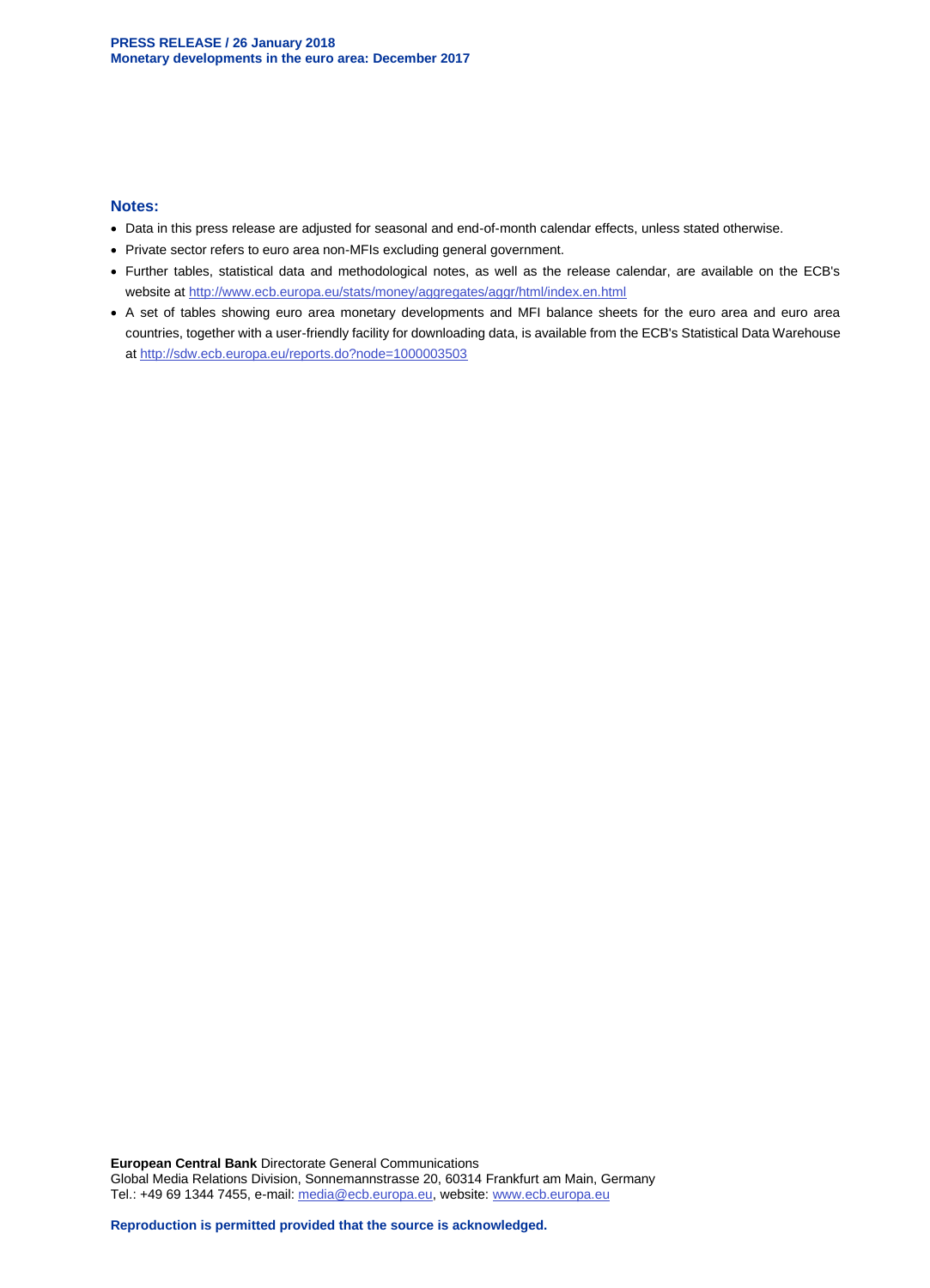## Notes:

- Data in this press release are adjusted for seasonal and end-of-month calendar effects, unless stated otherwise.
- Private sector refers to euro area non-MFIs excluding general government.
- Further tables, statistical data and methodological notes, as well as the release calendar, are available on the ECB's website at http://www.ecb.europa.eu/stats/money/aggregates/aggr/html/index.en.html
- A set of tables showing euro area monetary developments and MFI balance sheets for the euro area and euro area countries, together with a user-friendly facility for downloading data, is available from the ECB's Statistical Data Warehouse at http://sdw.ecb.europa.eu/reports.do?node=1000003503

**European Central Bank** Directorate General Communications
Global Media Relations Division, Sonnemannstrasse 20, 60314 Frankfurt am Main, Germany
Tel.: +49 69 1344 7455, e-mail: media@ecb.europa.eu, website: www.ecb.europa.eu

**Reproduction is permitted provided that the source is acknowledged.**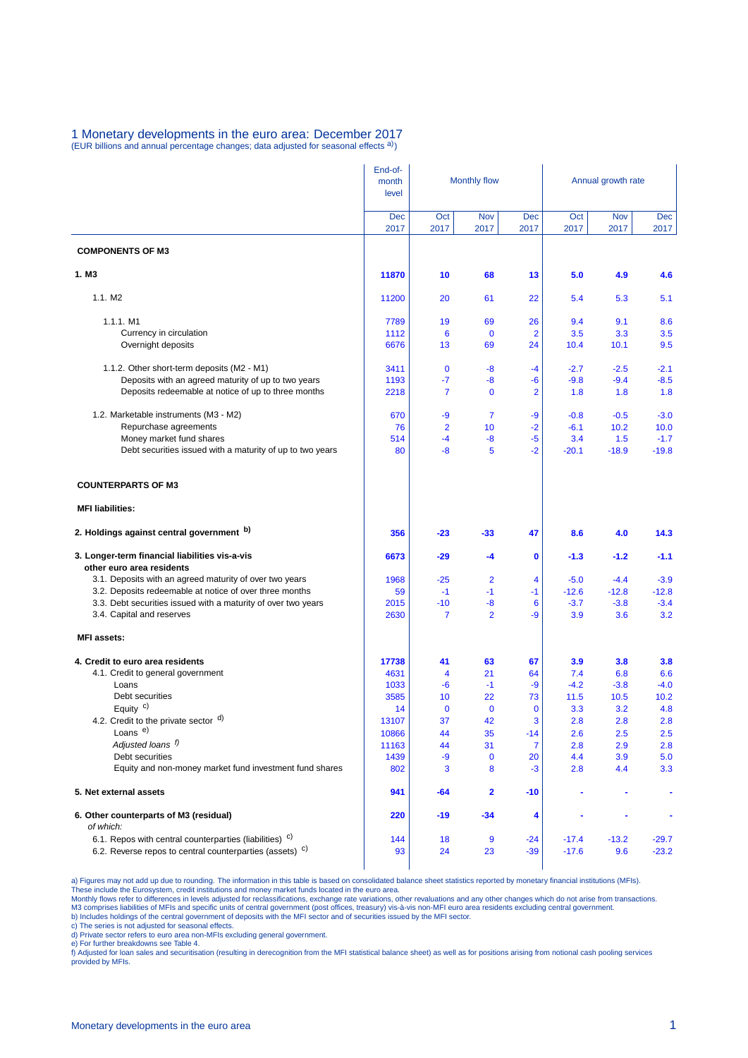## 1 Monetary developments in the euro area: December 2017

(EUR billions and annual percentage changes; data adjusted for seasonal effects a))

| | End-of-month level | Monthly flow | | | Annual growth rate | | |
|---|---|---|---|---|---|---|---|
| | Dec 2017 | Oct 2017 | Nov 2017 | Dec 2017 | Oct 2017 | Nov 2017 | Dec 2017 |
| **COMPONENTS OF M3** | | | | | | | |
| **1. M3** | **11870** | **10** | **68** | **13** | **5.0** | **4.9** | **4.6** |
| 1.1. M2 | 11200 | 20 | 61 | 22 | 5.4 | 5.3 | 5.1 |
| 1.1.1. M1 | 7789 | 19 | 69 | 26 | 9.4 | 9.1 | 8.6 |
| Currency in circulation | 1112 | 6 | 0 | 2 | 3.5 | 3.3 | 3.5 |
| Overnight deposits | 6676 | 13 | 69 | 24 | 10.4 | 10.1 | 9.5 |
| 1.1.2. Other short-term deposits (M2 - M1) | 3411 | 0 | -8 | -4 | -2.7 | -2.5 | -2.1 |
| Deposits with an agreed maturity of up to two years | 1193 | -7 | -8 | -6 | -9.8 | -9.4 | -8.5 |
| Deposits redeemable at notice of up to three months | 2218 | 7 | 0 | 2 | 1.8 | 1.8 | 1.8 |
| 1.2. Marketable instruments (M3 - M2) | 670 | -9 | 7 | -9 | -0.8 | -0.5 | -3.0 |
| Repurchase agreements | 76 | 2 | 10 | -2 | -6.1 | 10.2 | 10.0 |
| Money market fund shares | 514 | -4 | -8 | -5 | 3.4 | 1.5 | -1.7 |
| Debt securities issued with a maturity of up to two years | 80 | -8 | 5 | -2 | -20.1 | -18.9 | -19.8 |
| **COUNTERPARTS OF M3** | | | | | | | |
| **MFI liabilities:** | | | | | | | |
| **2. Holdings against central government b)** | **356** | **-23** | **-33** | **47** | **8.6** | **4.0** | **14.3** |
| **3. Longer-term financial liabilities vis-a-vis other euro area residents** | **6673** | **-29** | **-4** | **0** | **-1.3** | **-1.2** | **-1.1** |
| 3.1. Deposits with an agreed maturity of over two years | 1968 | -25 | 2 | 4 | -5.0 | -4.4 | -3.9 |
| 3.2. Deposits redeemable at notice of over three months | 59 | -1 | -1 | -1 | -12.6 | -12.8 | -12.8 |
| 3.3. Debt securities issued with a maturity of over two years | 2015 | -10 | -8 | 6 | -3.7 | -3.8 | -3.4 |
| 3.4. Capital and reserves | 2630 | 7 | 2 | -9 | 3.9 | 3.6 | 3.2 |
| **MFI assets:** | | | | | | | |
| **4. Credit to euro area residents** | **17738** | **41** | **63** | **67** | **3.9** | **3.8** | **3.8** |
| 4.1. Credit to general government | 4631 | 4 | 21 | 64 | 7.4 | 6.8 | 6.6 |
| Loans | 1033 | -6 | -1 | -9 | -4.2 | -3.8 | -4.0 |
| Debt securities | 3585 | 10 | 22 | 73 | 11.5 | 10.5 | 10.2 |
| Equity c) | 14 | 0 | 0 | 0 | 3.3 | 3.2 | 4.8 |
| 4.2. Credit to the private sector d) | 13107 | 37 | 42 | 3 | 2.8 | 2.8 | 2.8 |
| Loans e) | 10866 | 44 | 35 | -14 | 2.6 | 2.5 | 2.5 |
| *Adjusted loans f)* | 11163 | 44 | 31 | 7 | 2.8 | 2.9 | 2.8 |
| Debt securities | 1439 | -9 | 0 | 20 | 4.4 | 3.9 | 5.0 |
| Equity and non-money market fund investment fund shares | 802 | 3 | 8 | -3 | 2.8 | 4.4 | 3.3 |
| **5. Net external assets** | **941** | **-64** | **2** | **-10** | **-** | **-** | **-** |
| **6. Other counterparts of M3 (residual)** *of which:* | **220** | **-19** | **-34** | **4** | **-** | **-** | **-** |
| 6.1. Repos with central counterparties (liabilities) c) | 144 | 18 | 9 | -24 | -17.4 | -13.2 | -29.7 |
| 6.2. Reverse repos to central counterparties (assets) c) | 93 | 24 | 23 | -39 | -17.6 | 9.6 | -23.2 |

a) Figures may not add up due to rounding. The information in this table is based on consolidated balance sheet statistics reported by monetary financial institutions (MFIs). These include the Eurosystem, credit institutions and money market funds located in the euro area.
Monthly flows refer to differences in levels adjusted for reclassifications, exchange rate variations, other revaluations and any other changes which do not arise from transactions.
M3 comprises liabilities of MFIs and specific units of central government (post offices, treasury) vis-à-vis non-MFI euro area residents excluding central government.
b) Includes holdings of the central government of deposits with the MFI sector and of securities issued by the MFI sector.
c) The series is not adjusted for seasonal effects.
d) Private sector refers to euro area non-MFIs excluding general government.
e) For further breakdowns see Table 4.
f) Adjusted for loan sales and securitisation (resulting in derecognition from the MFI statistical balance sheet) as well as for positions arising from notional cash pooling services provided by MFIs.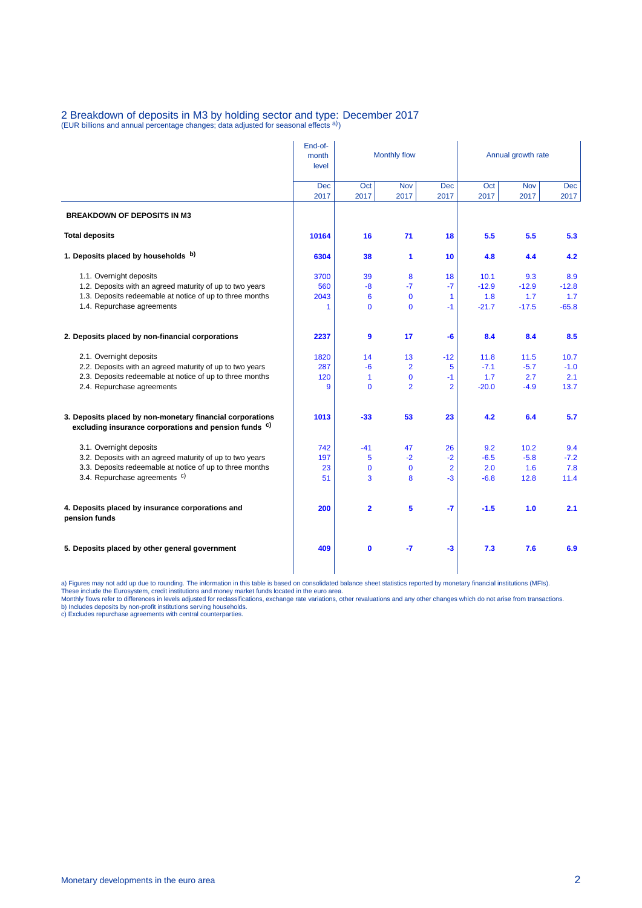## 2 Breakdown of deposits in M3 by holding sector and type: December 2017

(EUR billions and annual percentage changes; data adjusted for seasonal effects [a])

| | End-of-month level | Monthly flow | | | Annual growth rate | | |
|---|---|---|---|---|---|---|---|
| | Dec 2017 | Oct 2017 | Nov 2017 | Dec 2017 | Oct 2017 | Nov 2017 | Dec 2017 |
| **BREAKDOWN OF DEPOSITS IN M3** | | | | | | | |
| **Total deposits** | **10164** | **16** | **71** | **18** | **5.5** | **5.5** | **5.3** |
| **1. Deposits placed by households [b]** | **6304** | **38** | **1** | **10** | **4.8** | **4.4** | **4.2** |
| 1.1. Overnight deposits | 3700 | 39 | 8 | 18 | 10.1 | 9.3 | 8.9 |
| 1.2. Deposits with an agreed maturity of up to two years | 560 | -8 | -7 | -7 | -12.9 | -12.9 | -12.8 |
| 1.3. Deposits redeemable at notice of up to three months | 2043 | 6 | 0 | 1 | 1.8 | 1.7 | 1.7 |
| 1.4. Repurchase agreements | 1 | 0 | 0 | -1 | -21.7 | -17.5 | -65.8 |
| **2. Deposits placed by non-financial corporations** | **2237** | **9** | **17** | **-6** | **8.4** | **8.4** | **8.5** |
| 2.1. Overnight deposits | 1820 | 14 | 13 | -12 | 11.8 | 11.5 | 10.7 |
| 2.2. Deposits with an agreed maturity of up to two years | 287 | -6 | 2 | 5 | -7.1 | -5.7 | -1.0 |
| 2.3. Deposits redeemable at notice of up to three months | 120 | 1 | 0 | -1 | 1.7 | 2.7 | 2.1 |
| 2.4. Repurchase agreements | 9 | 0 | 2 | 2 | -20.0 | -4.9 | 13.7 |
| **3. Deposits placed by non-monetary financial corporations excluding insurance corporations and pension funds [c]** | **1013** | **-33** | **53** | **23** | **4.2** | **6.4** | **5.7** |
| 3.1. Overnight deposits | 742 | -41 | 47 | 26 | 9.2 | 10.2 | 9.4 |
| 3.2. Deposits with an agreed maturity of up to two years | 197 | 5 | -2 | -2 | -6.5 | -5.8 | -7.2 |
| 3.3. Deposits redeemable at notice of up to three months | 23 | 0 | 0 | 2 | 2.0 | 1.6 | 7.8 |
| 3.4. Repurchase agreements [c] | 51 | 3 | 8 | -3 | -6.8 | 12.8 | 11.4 |
| **4. Deposits placed by insurance corporations and pension funds** | **200** | **2** | **5** | **-7** | **-1.5** | **1.0** | **2.1** |
| **5. Deposits placed by other general government** | **409** | **0** | **-7** | **-3** | **7.3** | **7.6** | **6.9** |

a) Figures may not add up due to rounding. The information in this table is based on consolidated balance sheet statistics reported by monetary financial institutions (MFIs). These include the Eurosystem, credit institutions and money market funds located in the euro area.
Monthly flows refer to differences in levels adjusted for reclassifications, exchange rate variations, other revaluations and any other changes which do not arise from transactions.
b) Includes deposits by non-profit institutions serving households.
c) Excludes repurchase agreements with central counterparties.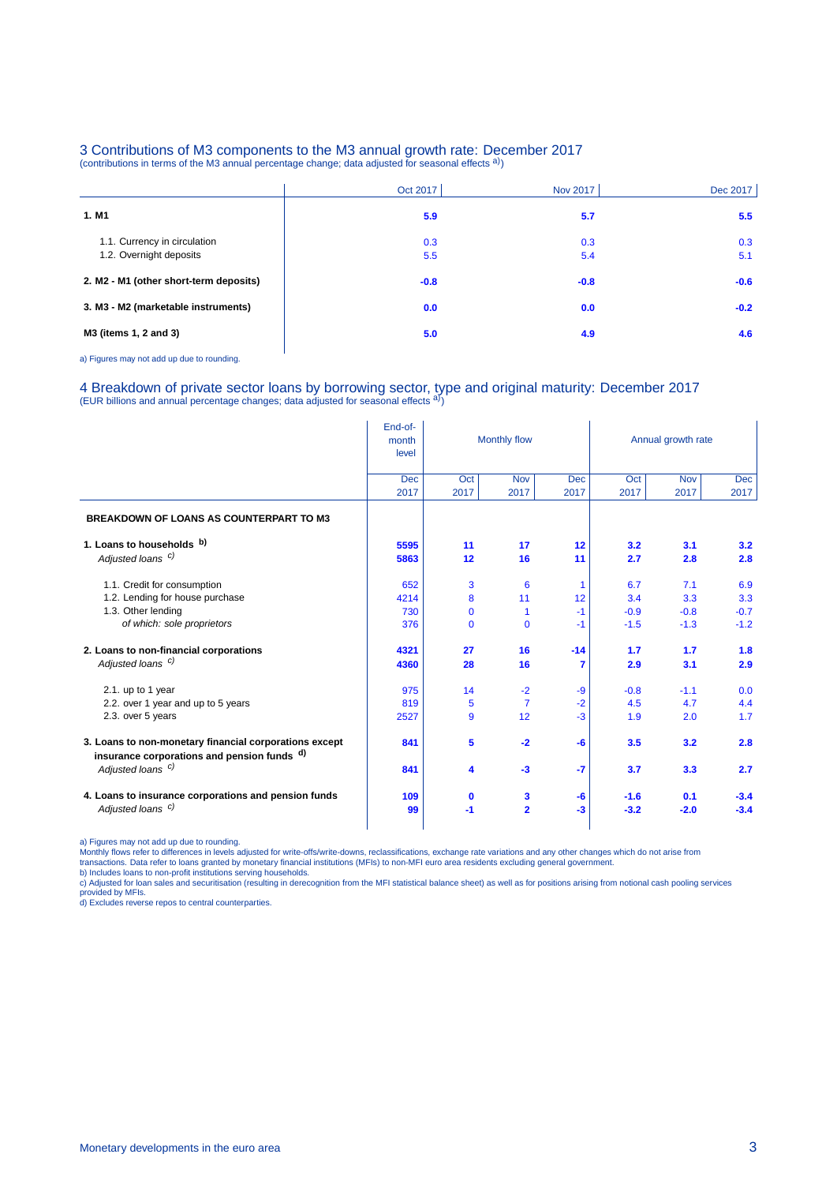## 3 Contributions of M3 components to the M3 annual growth rate: December 2017

(contributions in terms of the M3 annual percentage change; data adjusted for seasonal effects [a])

| | Oct 2017 | Nov 2017 | Dec 2017 |
|---|---|---|---|
| **1. M1** | **5.9** | **5.7** | **5.5** |
| 1.1. Currency in circulation | 0.3 | 0.3 | 0.3 |
| 1.2. Overnight deposits | 5.5 | 5.4 | 5.1 |
| **2. M2 - M1 (other short-term deposits)** | **-0.8** | **-0.8** | **-0.6** |
| **3. M3 - M2 (marketable instruments)** | **0.0** | **0.0** | **-0.2** |
| **M3 (items 1, 2 and 3)** | **5.0** | **4.9** | **4.6** |

a) Figures may not add up due to rounding.

## 4 Breakdown of private sector loans by borrowing sector, type and original maturity: December 2017

(EUR billions and annual percentage changes; data adjusted for seasonal effects [a])

| | End-of-month level | Monthly flow | | | Annual growth rate | | |
|---|---|---|---|---|---|---|---|
| | Dec 2017 | Oct 2017 | Nov 2017 | Dec 2017 | Oct 2017 | Nov 2017 | Dec 2017 |
| **BREAKDOWN OF LOANS AS COUNTERPART TO M3** | | | | | | | |
| **1. Loans to households [b]** | **5595** | **11** | **17** | **12** | **3.2** | **3.1** | **3.2** |
| *Adjusted loans [c]* | **5863** | **12** | **16** | **11** | **2.7** | **2.8** | **2.8** |
| 1.1. Credit for consumption | 652 | 3 | 6 | 1 | 6.7 | 7.1 | 6.9 |
| 1.2. Lending for house purchase | 4214 | 8 | 11 | 12 | 3.4 | 3.3 | 3.3 |
| 1.3. Other lending | 730 | 0 | 1 | -1 | -0.9 | -0.8 | -0.7 |
| *of which: sole proprietors* | 376 | 0 | 0 | -1 | -1.5 | -1.3 | -1.2 |
| **2. Loans to non-financial corporations** | **4321** | **27** | **16** | **-14** | **1.7** | **1.7** | **1.8** |
| *Adjusted loans [c]* | **4360** | **28** | **16** | **7** | **2.9** | **3.1** | **2.9** |
| 2.1. up to 1 year | 975 | 14 | -2 | -9 | -0.8 | -1.1 | 0.0 |
| 2.2. over 1 year and up to 5 years | 819 | 5 | 7 | -2 | 4.5 | 4.7 | 4.4 |
| 2.3. over 5 years | 2527 | 9 | 12 | -3 | 1.9 | 2.0 | 1.7 |
| **3. Loans to non-monetary financial corporations except insurance corporations and pension funds [d]** | **841** | **5** | **-2** | **-6** | **3.5** | **3.2** | **2.8** |
| *Adjusted loans [c]* | **841** | **4** | **-3** | **-7** | **3.7** | **3.3** | **2.7** |
| **4. Loans to insurance corporations and pension funds** | **109** | **0** | **3** | **-6** | **-1.6** | **0.1** | **-3.4** |
| *Adjusted loans [c]* | **99** | **-1** | **2** | **-3** | **-3.2** | **-2.0** | **-3.4** |

a) Figures may not add up due to rounding.
Monthly flows refer to differences in levels adjusted for write-offs/write-downs, reclassifications, exchange rate variations and any other changes which do not arise from transactions. Data refer to loans granted by monetary financial institutions (MFIs) to non-MFI euro area residents excluding general government.
b) Includes loans to non-profit institutions serving households.
c) Adjusted for loan sales and securitisation (resulting in derecognition from the MFI statistical balance sheet) as well as for positions arising from notional cash pooling services provided by MFIs.
d) Excludes reverse repos to central counterparties.